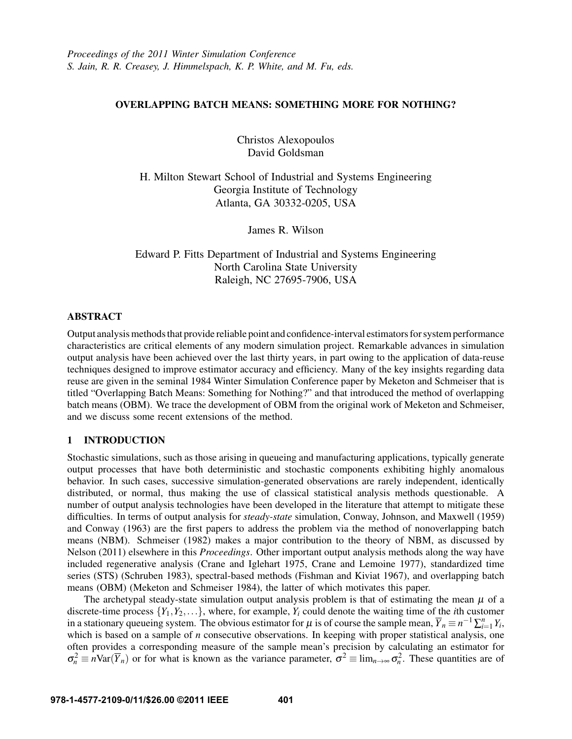*Proceedings of the 2011 Winter Simulation Conference*
*S. Jain, R. R. Creasey, J. Himmelspach, K. P. White, and M. Fu, eds.*

# OVERLAPPING BATCH MEANS: SOMETHING MORE FOR NOTHING?

Christos Alexopoulos
David Goldsman

H. Milton Stewart School of Industrial and Systems Engineering
Georgia Institute of Technology
Atlanta, GA 30332-0205, USA

James R. Wilson

Edward P. Fitts Department of Industrial and Systems Engineering
North Carolina State University
Raleigh, NC 27695-7906, USA

## ABSTRACT

Output analysis methods that provide reliable point and confidence-interval estimators for system performance characteristics are critical elements of any modern simulation project. Remarkable advances in simulation output analysis have been achieved over the last thirty years, in part owing to the application of data-reuse techniques designed to improve estimator accuracy and efficiency. Many of the key insights regarding data reuse are given in the seminal 1984 Winter Simulation Conference paper by Meketon and Schmeiser that is titled "Overlapping Batch Means: Something for Nothing?" and that introduced the method of overlapping batch means (OBM). We trace the development of OBM from the original work of Meketon and Schmeiser, and we discuss some recent extensions of the method.

## 1 INTRODUCTION

Stochastic simulations, such as those arising in queueing and manufacturing applications, typically generate output processes that have both deterministic and stochastic components exhibiting highly anomalous behavior. In such cases, successive simulation-generated observations are rarely independent, identically distributed, or normal, thus making the use of classical statistical analysis methods questionable. A number of output analysis technologies have been developed in the literature that attempt to mitigate these difficulties. In terms of output analysis for *steady-state* simulation, Conway, Johnson, and Maxwell (1959) and Conway (1963) are the first papers to address the problem via the method of nonoverlapping batch means (NBM). Schmeiser (1982) makes a major contribution to the theory of NBM, as discussed by Nelson (2011) elsewhere in this *Proceedings*. Other important output analysis methods along the way have included regenerative analysis (Crane and Iglehart 1975, Crane and Lemoine 1977), standardized time series (STS) (Schruben 1983), spectral-based methods (Fishman and Kiviat 1967), and overlapping batch means (OBM) (Meketon and Schmeiser 1984), the latter of which motivates this paper.

The archetypal steady-state simulation output analysis problem is that of estimating the mean $\mu$ of a discrete-time process $\{Y_1, Y_2, \ldots\}$, where, for example, $Y_i$ could denote the waiting time of the $i$th customer in a stationary queueing system. The obvious estimator for $\mu$ is of course the sample mean, $\overline{Y}_n \equiv n^{-1}\sum_{i=1}^{n} Y_i$, which is based on a sample of $n$ consecutive observations. In keeping with proper statistical analysis, one often provides a corresponding measure of the sample mean's precision by calculating an estimator for $\sigma_n^2 \equiv n\mathrm{Var}(\overline{Y}_n)$ or for what is known as the variance parameter, $\sigma^2 \equiv \lim_{n\to\infty} \sigma_n^2$. These quantities are of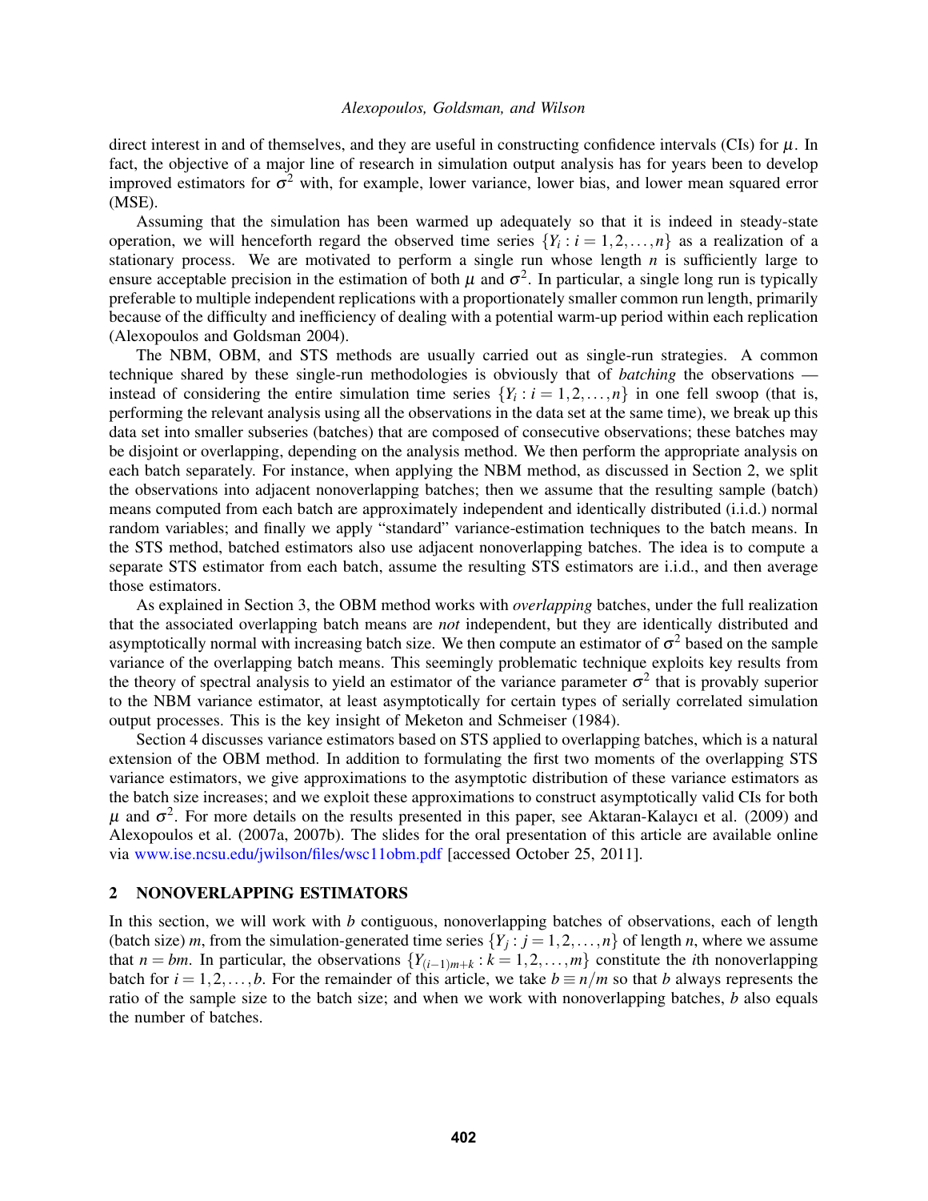direct interest in and of themselves, and they are useful in constructing confidence intervals (CIs) for $\mu$. In fact, the objective of a major line of research in simulation output analysis has for years been to develop improved estimators for $\sigma^2$ with, for example, lower variance, lower bias, and lower mean squared error (MSE).

Assuming that the simulation has been warmed up adequately so that it is indeed in steady-state operation, we will henceforth regard the observed time series $\{Y_i : i = 1, 2, \ldots, n\}$ as a realization of a stationary process. We are motivated to perform a single run whose length $n$ is sufficiently large to ensure acceptable precision in the estimation of both $\mu$ and $\sigma^2$. In particular, a single long run is typically preferable to multiple independent replications with a proportionately smaller common run length, primarily because of the difficulty and inefficiency of dealing with a potential warm-up period within each replication (Alexopoulos and Goldsman 2004).

The NBM, OBM, and STS methods are usually carried out as single-run strategies. A common technique shared by these single-run methodologies is obviously that of *batching* the observations — instead of considering the entire simulation time series $\{Y_i : i = 1, 2, \ldots, n\}$ in one fell swoop (that is, performing the relevant analysis using all the observations in the data set at the same time), we break up this data set into smaller subseries (batches) that are composed of consecutive observations; these batches may be disjoint or overlapping, depending on the analysis method. We then perform the appropriate analysis on each batch separately. For instance, when applying the NBM method, as discussed in Section 2, we split the observations into adjacent nonoverlapping batches; then we assume that the resulting sample (batch) means computed from each batch are approximately independent and identically distributed (i.i.d.) normal random variables; and finally we apply "standard" variance-estimation techniques to the batch means. In the STS method, batched estimators also use adjacent nonoverlapping batches. The idea is to compute a separate STS estimator from each batch, assume the resulting STS estimators are i.i.d., and then average those estimators.

As explained in Section 3, the OBM method works with *overlapping* batches, under the full realization that the associated overlapping batch means are *not* independent, but they are identically distributed and asymptotically normal with increasing batch size. We then compute an estimator of $\sigma^2$ based on the sample variance of the overlapping batch means. This seemingly problematic technique exploits key results from the theory of spectral analysis to yield an estimator of the variance parameter $\sigma^2$ that is provably superior to the NBM variance estimator, at least asymptotically for certain types of serially correlated simulation output processes. This is the key insight of Meketon and Schmeiser (1984).

Section 4 discusses variance estimators based on STS applied to overlapping batches, which is a natural extension of the OBM method. In addition to formulating the first two moments of the overlapping STS variance estimators, we give approximations to the asymptotic distribution of these variance estimators as the batch size increases; and we exploit these approximations to construct asymptotically valid CIs for both $\mu$ and $\sigma^2$. For more details on the results presented in this paper, see Aktaran-Kalaycı et al. (2009) and Alexopoulos et al. (2007a, 2007b). The slides for the oral presentation of this article are available online via www.ise.ncsu.edu/jwilson/files/wsc11obm.pdf [accessed October 25, 2011].

## 2 NONOVERLAPPING ESTIMATORS

In this section, we will work with $b$ contiguous, nonoverlapping batches of observations, each of length (batch size) $m$, from the simulation-generated time series $\{Y_j : j = 1, 2, \ldots, n\}$ of length $n$, where we assume that $n = bm$. In particular, the observations $\{Y_{(i-1)m+k} : k = 1, 2, \ldots, m\}$ constitute the $i$th nonoverlapping batch for $i = 1, 2, \ldots, b$. For the remainder of this article, we take $b \equiv n/m$ so that $b$ always represents the ratio of the sample size to the batch size; and when we work with nonoverlapping batches, $b$ also equals the number of batches.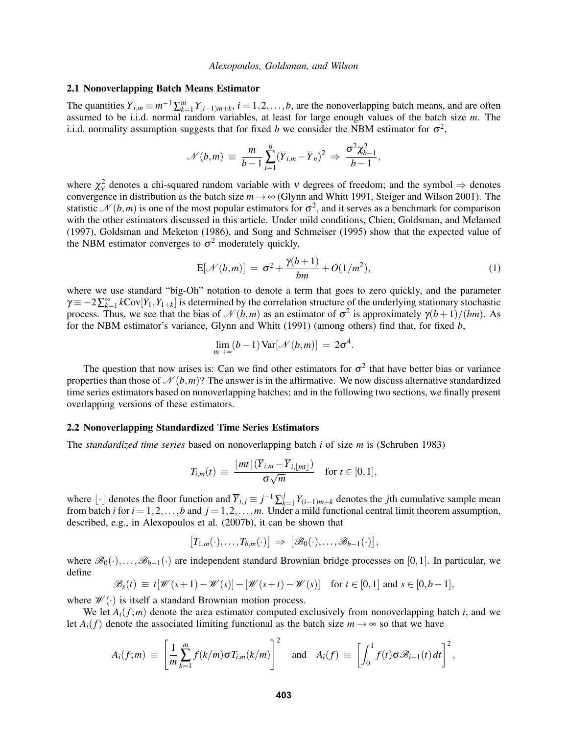### 2.1 Nonoverlapping Batch Means Estimator

The quantities $\overline{Y}_{i,m} \equiv m^{-1}\sum_{k=1}^{m} Y_{(i-1)m+k}$, $i = 1,2,\ldots,b$, are the nonoverlapping batch means, and are often assumed to be i.i.d. normal random variables, at least for large enough values of the batch size $m$. The i.i.d. normality assumption suggests that for fixed $b$ we consider the NBM estimator for $\sigma^2$,

$$\mathscr{N}(b,m) \;\equiv\; \frac{m}{b-1}\sum_{i=1}^{b}(\overline{Y}_{i,m} - \overline{Y}_n)^2 \;\Rightarrow\; \frac{\sigma^2\chi^2_{b-1}}{b-1},$$

where $\chi^2_\nu$ denotes a chi-squared random variable with $\nu$ degrees of freedom; and the symbol $\Rightarrow$ denotes convergence in distribution as the batch size $m \to \infty$ (Glynn and Whitt 1991, Steiger and Wilson 2001). The statistic $\mathscr{N}(b,m)$ is one of the most popular estimators for $\sigma^2$, and it serves as a benchmark for comparison with the other estimators discussed in this article. Under mild conditions, Chien, Goldsman, and Melamed (1997), Goldsman and Meketon (1986), and Song and Schmeiser (1995) show that the expected value of the NBM estimator converges to $\sigma^2$ moderately quickly,

$$\mathrm{E}[\mathscr{N}(b,m)] \;=\; \sigma^2 + \frac{\gamma(b+1)}{bm} + O(1/m^2), \tag{1}$$

where we use standard "big-Oh" notation to denote a term that goes to zero quickly, and the parameter $\gamma \equiv -2\sum_{k=1}^{\infty} k\mathrm{Cov}[Y_1, Y_{1+k}]$ is determined by the correlation structure of the underlying stationary stochastic process. Thus, we see that the bias of $\mathscr{N}(b,m)$ as an estimator of $\sigma^2$ is approximately $\gamma(b+1)/(bm)$. As for the NBM estimator's variance, Glynn and Whitt (1991) (among others) find that, for fixed $b$,

$$\lim_{m\to\infty}(b-1)\,\mathrm{Var}[\mathscr{N}(b,m)] \;=\; 2\sigma^4.$$

The question that now arises is: Can we find other estimators for $\sigma^2$ that have better bias or variance properties than those of $\mathscr{N}(b,m)$? The answer is in the affirmative. We now discuss alternative standardized time series estimators based on nonoverlapping batches; and in the following two sections, we finally present overlapping versions of these estimators.

### 2.2 Nonoverlapping Standardized Time Series Estimators

The *standardized time series* based on nonoverlapping batch $i$ of size $m$ is (Schruben 1983)

$$T_{i,m}(t) \;\equiv\; \frac{\lfloor mt\rfloor(\overline{Y}_{i,m} - \overline{Y}_{i,\lfloor mt\rfloor})}{\sigma\sqrt{m}} \quad \text{for } t \in [0,1],$$

where $\lfloor\cdot\rfloor$ denotes the floor function and $\overline{Y}_{i,j} \equiv j^{-1}\sum_{k=1}^{j} Y_{(i-1)m+k}$ denotes the $j$th cumulative sample mean from batch $i$ for $i = 1,2,\ldots,b$ and $j = 1,2,\ldots,m$. Under a mild functional central limit theorem assumption, described, e.g., in Alexopoulos et al. (2007b), it can be shown that

$$\big[T_{1,m}(\cdot),\ldots,T_{b,m}(\cdot)\big] \;\Rightarrow\; \big[\mathscr{B}_0(\cdot),\ldots,\mathscr{B}_{b-1}(\cdot)\big],$$

where $\mathscr{B}_0(\cdot),\ldots,\mathscr{B}_{b-1}(\cdot)$ are independent standard Brownian bridge processes on $[0,1]$. In particular, we define

$$\mathscr{B}_s(t) \;\equiv\; t[\mathscr{W}(s+1) - \mathscr{W}(s)] - [\mathscr{W}(s+t) - \mathscr{W}(s)] \quad \text{for } t \in [0,1] \text{ and } s \in [0, b-1],$$

where $\mathscr{W}(\cdot)$ is itself a standard Brownian motion process.

We let $A_i(f;m)$ denote the area estimator computed exclusively from nonoverlapping batch $i$, and we let $A_i(f)$ denote the associated limiting functional as the batch size $m \to \infty$ so that we have

$$A_i(f;m) \;\equiv\; \left[\frac{1}{m}\sum_{k=1}^{m} f(k/m)\sigma T_{i,m}(k/m)\right]^2 \quad \text{and} \quad A_i(f) \;\equiv\; \left[\int_0^1 f(t)\sigma\mathscr{B}_{i-1}(t)\,dt\right]^2,$$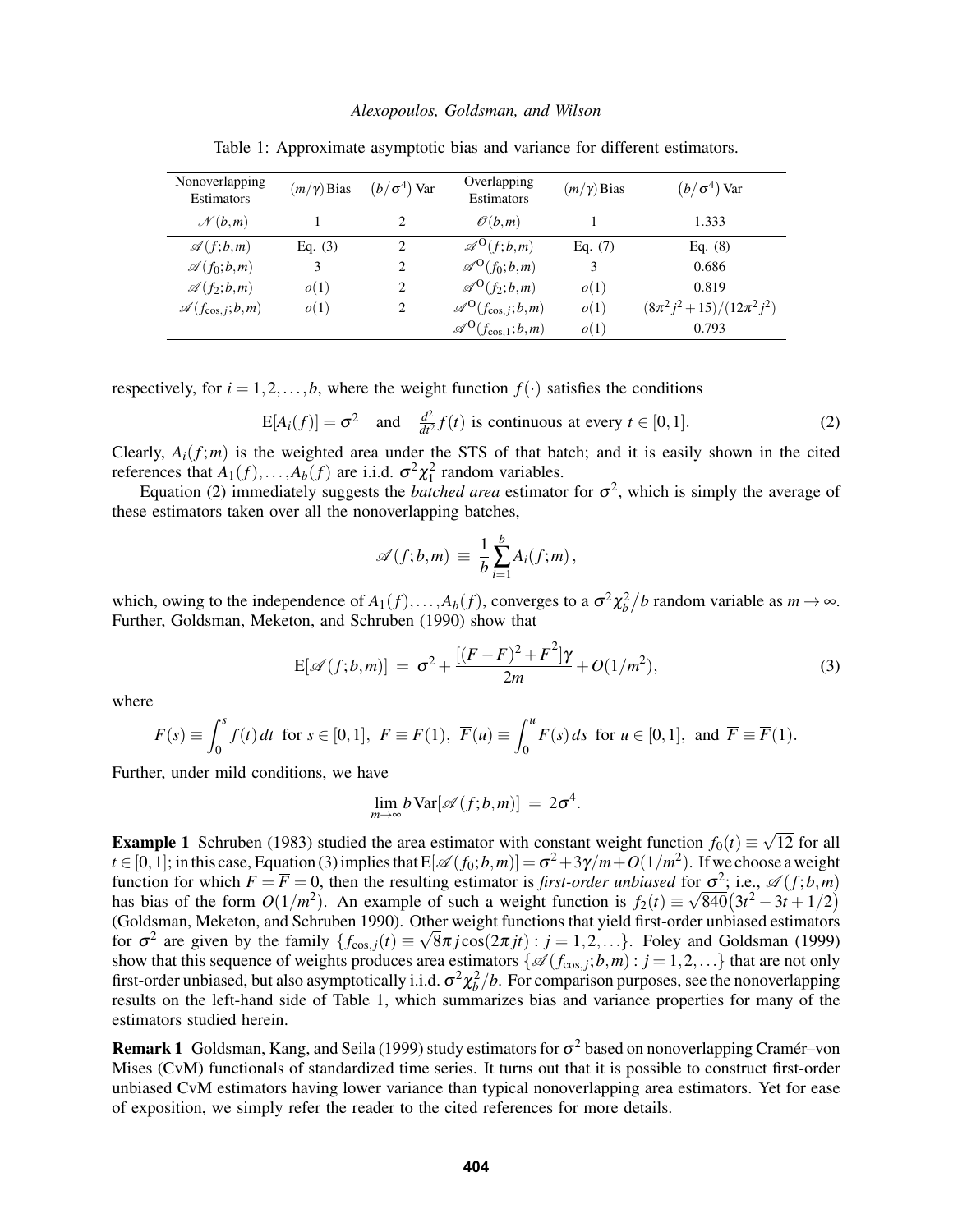Table 1: Approximate asymptotic bias and variance for different estimators.

| Nonoverlapping Estimators | $(m/\gamma)$ Bias | $(b/\sigma^4)$ Var | Overlapping Estimators | $(m/\gamma)$ Bias | $(b/\sigma^4)$ Var |
|---|---|---|---|---|---|
| $\mathscr{N}(b,m)$ | 1 | 2 | $\mathscr{O}(b,m)$ | 1 | 1.333 |
| $\mathscr{A}(f;b,m)$ | Eq. (3) | 2 | $\mathscr{A}^{\mathrm{O}}(f;b,m)$ | Eq. (7) | Eq. (8) |
| $\mathscr{A}(f_0;b,m)$ | 3 | 2 | $\mathscr{A}^{\mathrm{O}}(f_0;b,m)$ | 3 | 0.686 |
| $\mathscr{A}(f_2;b,m)$ | $o(1)$ | 2 | $\mathscr{A}^{\mathrm{O}}(f_2;b,m)$ | $o(1)$ | 0.819 |
| $\mathscr{A}(f_{\cos,j};b,m)$ | $o(1)$ | 2 | $\mathscr{A}^{\mathrm{O}}(f_{\cos,j};b,m)$ | $o(1)$ | $(8\pi^2 j^2+15)/(12\pi^2 j^2)$ |
| | | | $\mathscr{A}^{\mathrm{O}}(f_{\cos,1};b,m)$ | $o(1)$ | 0.793 |

respectively, for $i = 1,2,\ldots,b$, where the weight function $f(\cdot)$ satisfies the conditions

$$\mathrm{E}[A_i(f)] = \sigma^2 \quad \text{and} \quad \tfrac{d^2}{dt^2}f(t) \text{ is continuous at every } t \in [0,1]. \tag{2}$$

Clearly, $A_i(f;m)$ is the weighted area under the STS of that batch; and it is easily shown in the cited references that $A_1(f),\ldots,A_b(f)$ are i.i.d. $\sigma^2\chi_1^2$ random variables.

Equation (2) immediately suggests the *batched area* estimator for $\sigma^2$, which is simply the average of these estimators taken over all the nonoverlapping batches,

$$\mathscr{A}(f;b,m) \equiv \frac{1}{b}\sum_{i=1}^{b} A_i(f;m),$$

which, owing to the independence of $A_1(f),\ldots,A_b(f)$, converges to a $\sigma^2\chi_b^2/b$ random variable as $m \to \infty$. Further, Goldsman, Meketon, and Schruben (1990) show that

$$\mathrm{E}[\mathscr{A}(f;b,m)] = \sigma^2 + \frac{[(F-\overline{F})^2+\overline{F}^2]\gamma}{2m} + O(1/m^2), \tag{3}$$

where

$$F(s) \equiv \int_0^s f(t)\,dt \text{ for } s\in[0,1],\ F \equiv F(1),\ \overline{F}(u) \equiv \int_0^u F(s)\,ds \text{ for } u \in [0,1], \text{ and } \overline{F} \equiv \overline{F}(1).$$

Further, under mild conditions, we have

$$\lim_{m\to\infty} b\,\mathrm{Var}[\mathscr{A}(f;b,m)] = 2\sigma^4.$$

**Example 1** Schruben (1983) studied the area estimator with constant weight function $f_0(t) \equiv \sqrt{12}$ for all $t\in[0,1]$; in this case, Equation (3) implies that $\mathrm{E}[\mathscr{A}(f_0;b,m)] = \sigma^2 + 3\gamma/m + O(1/m^2)$. If we choose a weight function for which $F = \overline{F} = 0$, then the resulting estimator is *first-order unbiased* for $\sigma^2$; i.e., $\mathscr{A}(f;b,m)$ has bias of the form $O(1/m^2)$. An example of such a weight function is $f_2(t) \equiv \sqrt{840}\big(3t^2-3t+1/2\big)$ (Goldsman, Meketon, and Schruben 1990). Other weight functions that yield first-order unbiased estimators for $\sigma^2$ are given by the family $\{f_{\cos,j}(t) \equiv \sqrt{8}\pi j\cos(2\pi jt) : j = 1,2,\ldots\}$. Foley and Goldsman (1999) show that this sequence of weights produces area estimators $\{\mathscr{A}(f_{\cos,j};b,m) : j = 1,2,\ldots\}$ that are not only first-order unbiased, but also asymptotically i.i.d. $\sigma^2\chi_b^2/b$. For comparison purposes, see the nonoverlapping results on the left-hand side of Table 1, which summarizes bias and variance properties for many of the estimators studied herein.

**Remark 1** Goldsman, Kang, and Seila (1999) study estimators for $\sigma^2$ based on nonoverlapping Cramér–von Mises (CvM) functionals of standardized time series. It turns out that it is possible to construct first-order unbiased CvM estimators having lower variance than typical nonoverlapping area estimators. Yet for ease of exposition, we simply refer the reader to the cited references for more details.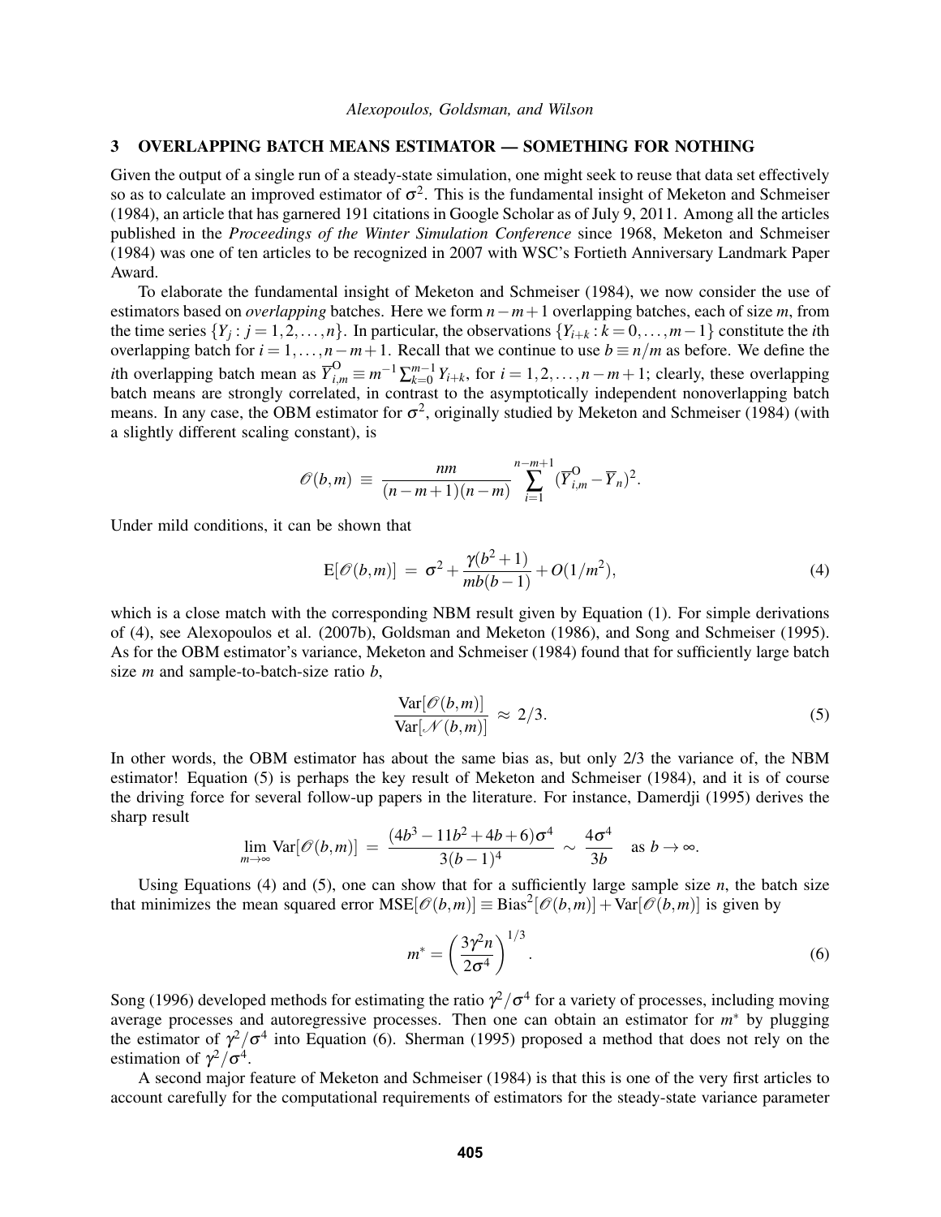## 3 OVERLAPPING BATCH MEANS ESTIMATOR — SOMETHING FOR NOTHING

Given the output of a single run of a steady-state simulation, one might seek to reuse that data set effectively so as to calculate an improved estimator of $\sigma^2$. This is the fundamental insight of Meketon and Schmeiser (1984), an article that has garnered 191 citations in Google Scholar as of July 9, 2011. Among all the articles published in the *Proceedings of the Winter Simulation Conference* since 1968, Meketon and Schmeiser (1984) was one of ten articles to be recognized in 2007 with WSC's Fortieth Anniversary Landmark Paper Award.

To elaborate the fundamental insight of Meketon and Schmeiser (1984), we now consider the use of estimators based on *overlapping* batches. Here we form $n-m+1$ overlapping batches, each of size $m$, from the time series $\{Y_j : j = 1,2,\ldots,n\}$. In particular, the observations $\{Y_{i+k} : k = 0,\ldots,m-1\}$ constitute the $i$th overlapping batch for $i = 1,\ldots,n-m+1$. Recall that we continue to use $b \equiv n/m$ as before. We define the $i$th overlapping batch mean as $\overline{Y}^{\mathrm{O}}_{i,m} \equiv m^{-1}\sum_{k=0}^{m-1} Y_{i+k}$, for $i = 1,2,\ldots,n-m+1$; clearly, these overlapping batch means are strongly correlated, in contrast to the asymptotically independent nonoverlapping batch means. In any case, the OBM estimator for $\sigma^2$, originally studied by Meketon and Schmeiser (1984) (with a slightly different scaling constant), is

$$\mathscr{O}(b,m) \equiv \frac{nm}{(n-m+1)(n-m)} \sum_{i=1}^{n-m+1} (\overline{Y}^{\mathrm{O}}_{i,m} - \overline{Y}_n)^2.$$

Under mild conditions, it can be shown that

$$\mathrm{E}[\mathscr{O}(b,m)] = \sigma^2 + \frac{\gamma(b^2+1)}{mb(b-1)} + O(1/m^2), \tag{4}$$

which is a close match with the corresponding NBM result given by Equation (1). For simple derivations of (4), see Alexopoulos et al. (2007b), Goldsman and Meketon (1986), and Song and Schmeiser (1995). As for the OBM estimator's variance, Meketon and Schmeiser (1984) found that for sufficiently large batch size $m$ and sample-to-batch-size ratio $b$,

$$\frac{\mathrm{Var}[\mathscr{O}(b,m)]}{\mathrm{Var}[\mathscr{N}(b,m)]} \approx 2/3. \tag{5}$$

In other words, the OBM estimator has about the same bias as, but only 2/3 the variance of, the NBM estimator! Equation (5) is perhaps the key result of Meketon and Schmeiser (1984), and it is of course the driving force for several follow-up papers in the literature. For instance, Damerdji (1995) derives the sharp result

$$\lim_{m\to\infty} \mathrm{Var}[\mathscr{O}(b,m)] = \frac{(4b^3-11b^2+4b+6)\sigma^4}{3(b-1)^4} \sim \frac{4\sigma^4}{3b} \quad \text{as } b \to \infty.$$

Using Equations (4) and (5), one can show that for a sufficiently large sample size $n$, the batch size that minimizes the mean squared error $\mathrm{MSE}[\mathscr{O}(b,m)] \equiv \mathrm{Bias}^2[\mathscr{O}(b,m)] + \mathrm{Var}[\mathscr{O}(b,m)]$ is given by

$$m^* = \left(\frac{3\gamma^2 n}{2\sigma^4}\right)^{1/3}. \tag{6}$$

Song (1996) developed methods for estimating the ratio $\gamma^2/\sigma^4$ for a variety of processes, including moving average processes and autoregressive processes. Then one can obtain an estimator for $m^*$ by plugging the estimator of $\gamma^2/\sigma^4$ into Equation (6). Sherman (1995) proposed a method that does not rely on the estimation of $\gamma^2/\sigma^4$.

A second major feature of Meketon and Schmeiser (1984) is that this is one of the very first articles to account carefully for the computational requirements of estimators for the steady-state variance parameter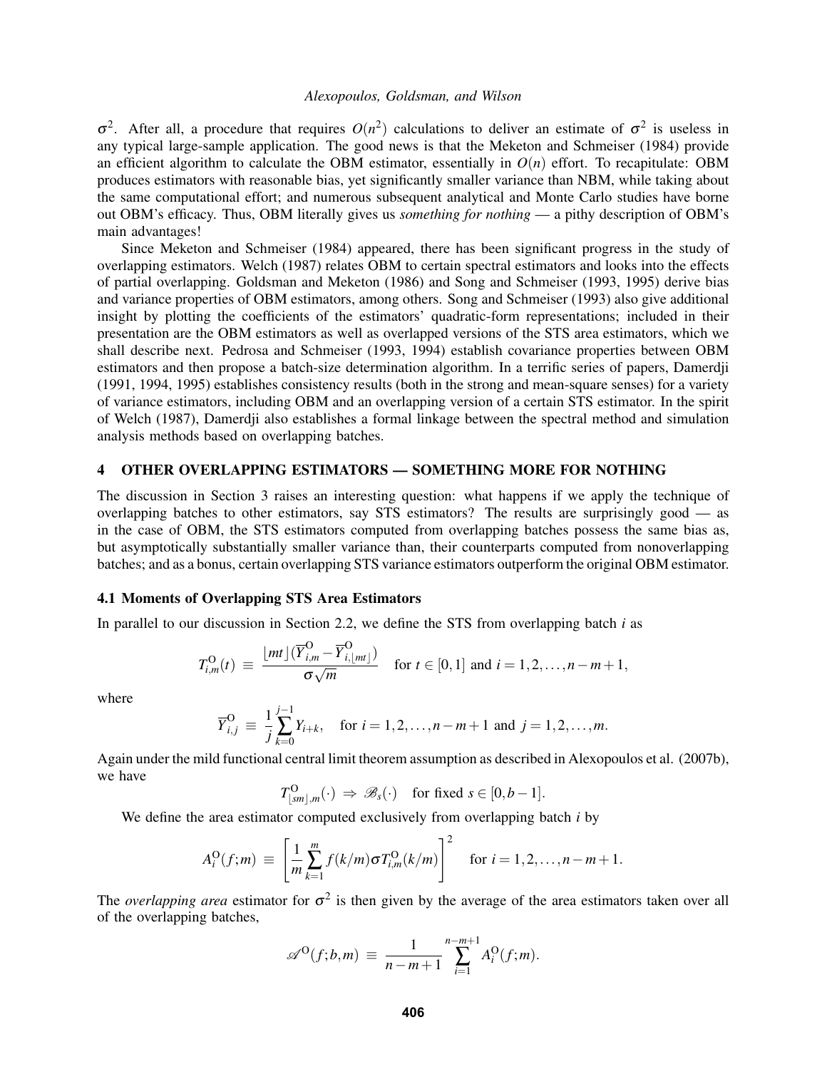$\sigma^2$. After all, a procedure that requires $O(n^2)$ calculations to deliver an estimate of $\sigma^2$ is useless in any typical large-sample application. The good news is that the Meketon and Schmeiser (1984) provide an efficient algorithm to calculate the OBM estimator, essentially in $O(n)$ effort. To recapitulate: OBM produces estimators with reasonable bias, yet significantly smaller variance than NBM, while taking about the same computational effort; and numerous subsequent analytical and Monte Carlo studies have borne out OBM's efficacy. Thus, OBM literally gives us *something for nothing* — a pithy description of OBM's main advantages!

Since Meketon and Schmeiser (1984) appeared, there has been significant progress in the study of overlapping estimators. Welch (1987) relates OBM to certain spectral estimators and looks into the effects of partial overlapping. Goldsman and Meketon (1986) and Song and Schmeiser (1993, 1995) derive bias and variance properties of OBM estimators, among others. Song and Schmeiser (1993) also give additional insight by plotting the coefficients of the estimators' quadratic-form representations; included in their presentation are the OBM estimators as well as overlapped versions of the STS area estimators, which we shall describe next. Pedrosa and Schmeiser (1993, 1994) establish covariance properties between OBM estimators and then propose a batch-size determination algorithm. In a terrific series of papers, Damerdji (1991, 1994, 1995) establishes consistency results (both in the strong and mean-square senses) for a variety of variance estimators, including OBM and an overlapping version of a certain STS estimator. In the spirit of Welch (1987), Damerdji also establishes a formal linkage between the spectral method and simulation analysis methods based on overlapping batches.

## 4 OTHER OVERLAPPING ESTIMATORS — SOMETHING MORE FOR NOTHING

The discussion in Section 3 raises an interesting question: what happens if we apply the technique of overlapping batches to other estimators, say STS estimators? The results are surprisingly good — as in the case of OBM, the STS estimators computed from overlapping batches possess the same bias as, but asymptotically substantially smaller variance than, their counterparts computed from nonoverlapping batches; and as a bonus, certain overlapping STS variance estimators outperform the original OBM estimator.

### 4.1 Moments of Overlapping STS Area Estimators

In parallel to our discussion in Section 2.2, we define the STS from overlapping batch $i$ as

$$T^{\mathrm{O}}_{i,m}(t) \equiv \frac{\lfloor mt \rfloor (\overline{Y}^{\mathrm{O}}_{i,m} - \overline{Y}^{\mathrm{O}}_{i,\lfloor mt \rfloor})}{\sigma\sqrt{m}} \quad \text{for } t \in [0,1] \text{ and } i = 1,2,\ldots,n-m+1,$$

where

$$\overline{Y}^{\mathrm{O}}_{i,j} \equiv \frac{1}{j}\sum_{k=0}^{j-1} Y_{i+k}, \quad \text{for } i = 1,2,\ldots,n-m+1 \text{ and } j = 1,2,\ldots,m.$$

Again under the mild functional central limit theorem assumption as described in Alexopoulos et al. (2007b), we have

$$T^{\mathrm{O}}_{\lfloor sm \rfloor, m}(\cdot) \Rightarrow \mathscr{B}_s(\cdot) \quad \text{for fixed } s \in [0, b-1].$$

We define the area estimator computed exclusively from overlapping batch $i$ by

$$A^{\mathrm{O}}_i(f;m) \equiv \left[\frac{1}{m}\sum_{k=1}^{m} f(k/m)\sigma T^{\mathrm{O}}_{i,m}(k/m)\right]^2 \quad \text{for } i = 1,2,\ldots,n-m+1.$$

The *overlapping area* estimator for $\sigma^2$ is then given by the average of the area estimators taken over all of the overlapping batches,

$$\mathscr{A}^{\mathrm{O}}(f;b,m) \equiv \frac{1}{n-m+1}\sum_{i=1}^{n-m+1} A^{\mathrm{O}}_i(f;m).$$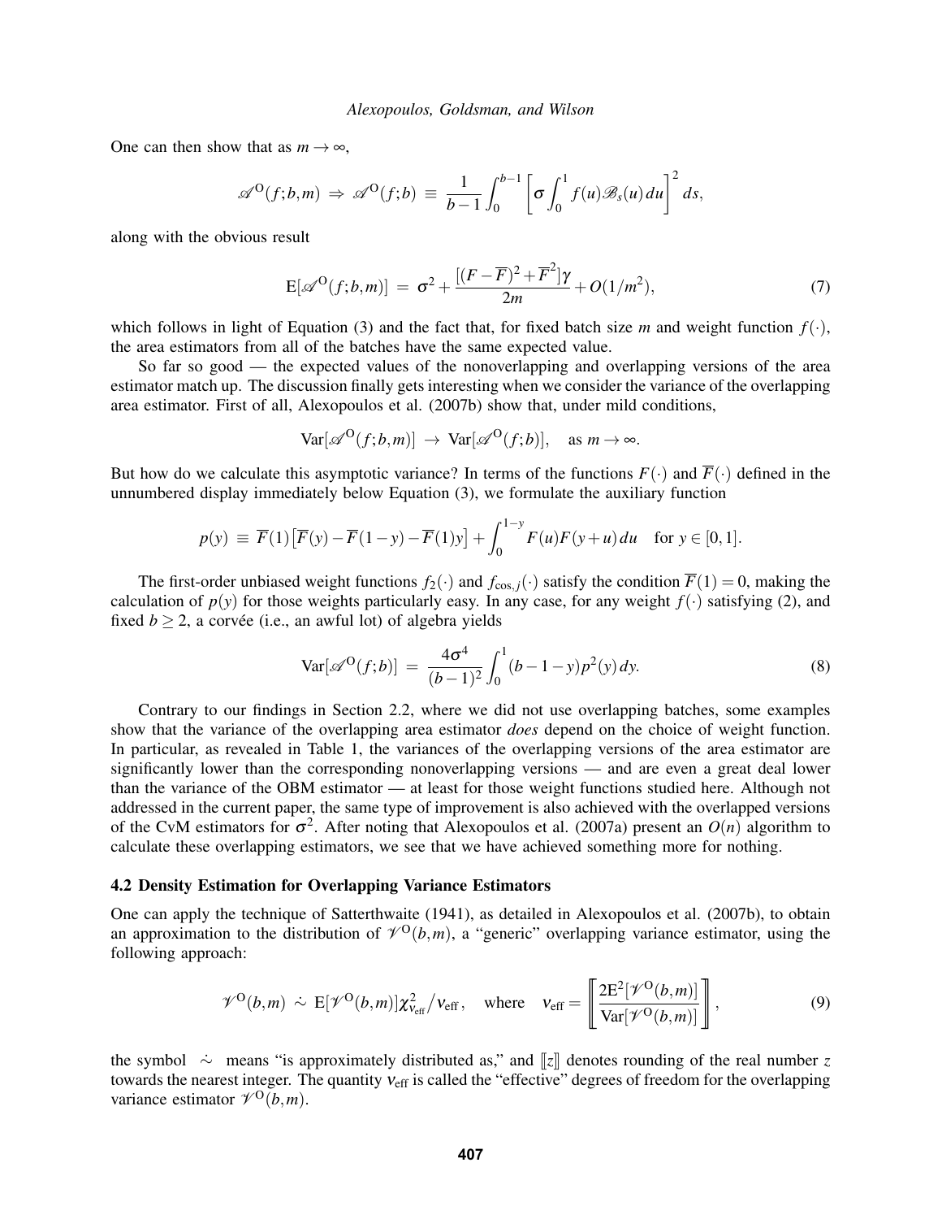One can then show that as $m \to \infty$,

$$\mathscr{A}^{\mathrm{O}}(f;b,m) \;\Rightarrow\; \mathscr{A}^{\mathrm{O}}(f;b) \;\equiv\; \frac{1}{b-1}\int_0^{b-1}\left[\sigma\int_0^1 f(u)\mathscr{B}_s(u)\,du\right]^2 ds,$$

along with the obvious result

$$\mathrm{E}[\mathscr{A}^{\mathrm{O}}(f;b,m)] \;=\; \sigma^2 + \frac{[(F-\overline{F})^2+\overline{F}^2]\gamma}{2m} + O(1/m^2), \tag{7}$$

which follows in light of Equation (3) and the fact that, for fixed batch size $m$ and weight function $f(\cdot)$, the area estimators from all of the batches have the same expected value.

So far so good — the expected values of the nonoverlapping and overlapping versions of the area estimator match up. The discussion finally gets interesting when we consider the variance of the overlapping area estimator. First of all, Alexopoulos et al. (2007b) show that, under mild conditions,

$$\mathrm{Var}[\mathscr{A}^{\mathrm{O}}(f;b,m)] \;\to\; \mathrm{Var}[\mathscr{A}^{\mathrm{O}}(f;b)], \quad \text{as } m \to \infty.$$

But how do we calculate this asymptotic variance? In terms of the functions $F(\cdot)$ and $\overline{F}(\cdot)$ defined in the unnumbered display immediately below Equation (3), we formulate the auxiliary function

$$p(y) \;\equiv\; \overline{F}(1)\left[\overline{F}(y) - \overline{F}(1-y) - \overline{F}(1)y\right] + \int_0^{1-y} F(u)F(y+u)\,du \quad \text{for } y \in [0,1].$$

The first-order unbiased weight functions $f_2(\cdot)$ and $f_{\cos,j}(\cdot)$ satisfy the condition $\overline{F}(1) = 0$, making the calculation of $p(y)$ for those weights particularly easy. In any case, for any weight $f(\cdot)$ satisfying (2), and fixed $b \geq 2$, a corvée (i.e., an awful lot) of algebra yields

$$\mathrm{Var}[\mathscr{A}^{\mathrm{O}}(f;b)] \;=\; \frac{4\sigma^4}{(b-1)^2}\int_0^1 (b-1-y)p^2(y)\,dy. \tag{8}$$

Contrary to our findings in Section 2.2, where we did not use overlapping batches, some examples show that the variance of the overlapping area estimator *does* depend on the choice of weight function. In particular, as revealed in Table 1, the variances of the overlapping versions of the area estimator are significantly lower than the corresponding nonoverlapping versions — and are even a great deal lower than the variance of the OBM estimator — at least for those weight functions studied here. Although not addressed in the current paper, the same type of improvement is also achieved with the overlapped versions of the CvM estimators for $\sigma^2$. After noting that Alexopoulos et al. (2007a) present an $O(n)$ algorithm to calculate these overlapping estimators, we see that we have achieved something more for nothing.

### 4.2 Density Estimation for Overlapping Variance Estimators

One can apply the technique of Satterthwaite (1941), as detailed in Alexopoulos et al. (2007b), to obtain an approximation to the distribution of $\mathscr{V}^{\mathrm{O}}(b,m)$, a "generic" overlapping variance estimator, using the following approach:

$$\mathscr{V}^{\mathrm{O}}(b,m) \;\dot\sim\; \mathrm{E}[\mathscr{V}^{\mathrm{O}}(b,m)]\chi^2_{\nu_{\text{eff}}}\big/\nu_{\text{eff}}, \quad \text{where} \quad \nu_{\text{eff}} = \left[\!\!\left[\frac{2\mathrm{E}^2[\mathscr{V}^{\mathrm{O}}(b,m)]}{\mathrm{Var}[\mathscr{V}^{\mathrm{O}}(b,m)]}\right]\!\!\right], \tag{9}$$

the symbol $\dot\sim$ means "is approximately distributed as," and $[\![z]\!]$ denotes rounding of the real number $z$ towards the nearest integer. The quantity $\nu_{\text{eff}}$ is called the "effective" degrees of freedom for the overlapping variance estimator $\mathscr{V}^{\mathrm{O}}(b,m)$.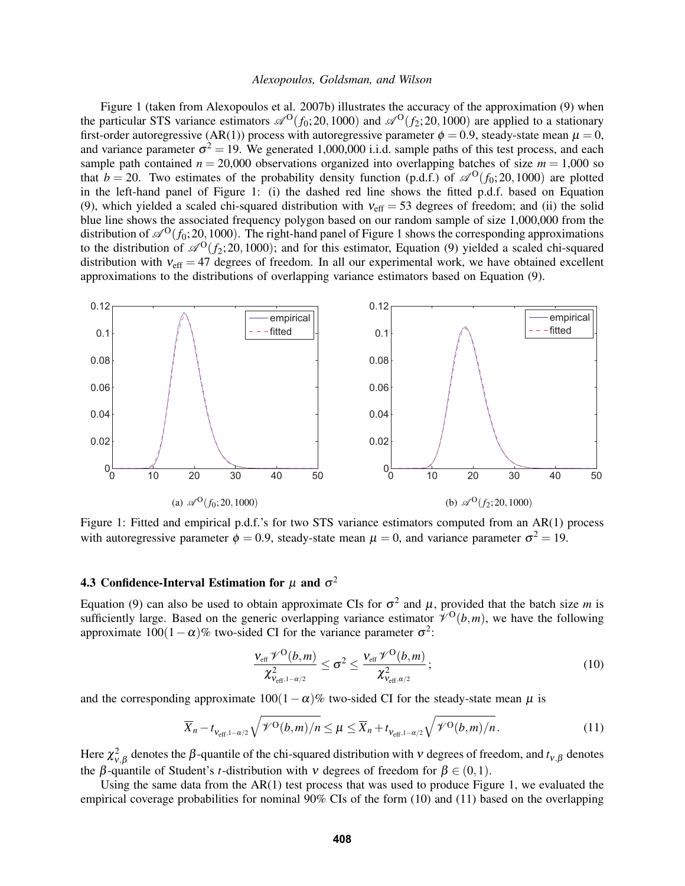Figure 1 (taken from Alexopoulos et al. 2007b) illustrates the accuracy of the approximation (9) when the particular STS variance estimators $\mathscr{A}^{\mathrm{O}}(f_0;20,1000)$ and $\mathscr{A}^{\mathrm{O}}(f_2;20,1000)$ are applied to a stationary first-order autoregressive (AR(1)) process with autoregressive parameter $\phi = 0.9$, steady-state mean $\mu = 0$, and variance parameter $\sigma^2 = 19$. We generated 1,000,000 i.i.d. sample paths of this test process, and each sample path contained $n = 20{,}000$ observations organized into overlapping batches of size $m = 1{,}000$ so that $b = 20$. Two estimates of the probability density function (p.d.f.) of $\mathscr{A}^{\mathrm{O}}(f_0;20,1000)$ are plotted in the left-hand panel of Figure 1: (i) the dashed red line shows the fitted p.d.f. based on Equation (9), which yielded a scaled chi-squared distribution with $\nu_{\text{eff}} = 53$ degrees of freedom; and (ii) the solid blue line shows the associated frequency polygon based on our random sample of size 1,000,000 from the distribution of $\mathscr{A}^{\mathrm{O}}(f_0;20,1000)$. The right-hand panel of Figure 1 shows the corresponding approximations to the distribution of $\mathscr{A}^{\mathrm{O}}(f_2;20,1000)$; and for this estimator, Equation (9) yielded a scaled chi-squared distribution with $\nu_{\text{eff}} = 47$ degrees of freedom. In all our experimental work, we have obtained excellent approximations to the distributions of overlapping variance estimators based on Equation (9).

(a) $\mathscr{A}^{\mathrm{O}}(f_0;20,1000)$

(b) $\mathscr{A}^{\mathrm{O}}(f_2;20,1000)$

Figure 1: Fitted and empirical p.d.f.'s for two STS variance estimators computed from an AR(1) process with autoregressive parameter $\phi = 0.9$, steady-state mean $\mu = 0$, and variance parameter $\sigma^2 = 19$.

### 4.3 Confidence-Interval Estimation for $\mu$ and $\sigma^2$

Equation (9) can also be used to obtain approximate CIs for $\sigma^2$ and $\mu$, provided that the batch size $m$ is sufficiently large. Based on the generic overlapping variance estimator $\mathscr{V}^{\mathrm{O}}(b,m)$, we have the following approximate $100(1-\alpha)\%$ two-sided CI for the variance parameter $\sigma^2$:

$$\frac{\nu_{\text{eff}}\,\mathscr{V}^{\mathrm{O}}(b,m)}{\chi^2_{\nu_{\text{eff}},1-\alpha/2}} \le \sigma^2 \le \frac{\nu_{\text{eff}}\,\mathscr{V}^{\mathrm{O}}(b,m)}{\chi^2_{\nu_{\text{eff}},\alpha/2}}\,; \tag{10}$$

and the corresponding approximate $100(1-\alpha)\%$ two-sided CI for the steady-state mean $\mu$ is

$$\overline{X}_n - t_{\nu_{\text{eff}},1-\alpha/2}\sqrt{\mathscr{V}^{\mathrm{O}}(b,m)/n} \le \mu \le \overline{X}_n + t_{\nu_{\text{eff}},1-\alpha/2}\sqrt{\mathscr{V}^{\mathrm{O}}(b,m)/n}\,. \tag{11}$$

Here $\chi^2_{\nu,\beta}$ denotes the $\beta$-quantile of the chi-squared distribution with $\nu$ degrees of freedom, and $t_{\nu,\beta}$ denotes the $\beta$-quantile of Student's $t$-distribution with $\nu$ degrees of freedom for $\beta \in (0,1)$.

Using the same data from the AR(1) test process that was used to produce Figure 1, we evaluated the empirical coverage probabilities for nominal 90% CIs of the form (10) and (11) based on the overlapping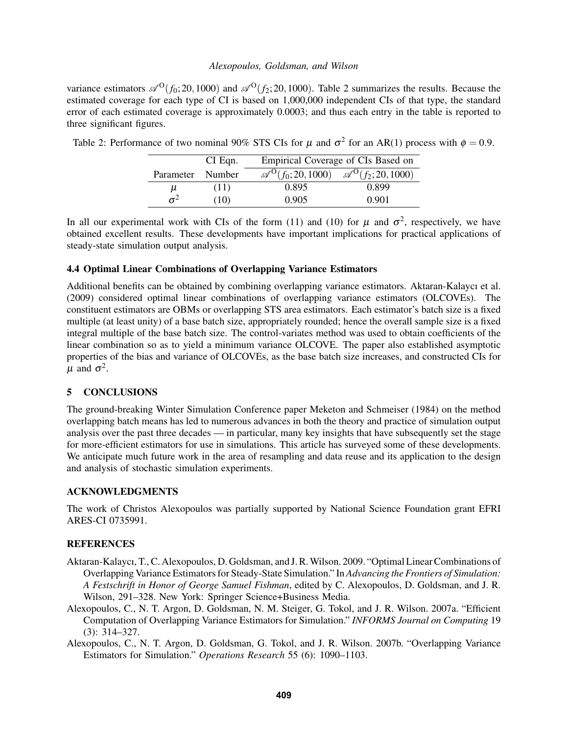variance estimators $\mathscr{A}^{\mathrm{O}}(f_0;20,1000)$ and $\mathscr{A}^{\mathrm{O}}(f_2;20,1000)$. Table 2 summarizes the results. Because the estimated coverage for each type of CI is based on 1,000,000 independent CIs of that type, the standard error of each estimated coverage is approximately 0.0003; and thus each entry in the table is reported to three significant figures.

Table 2: Performance of two nominal 90% STS CIs for $\mu$ and $\sigma^2$ for an AR(1) process with $\phi = 0.9$.

| | CI Eqn. | Empirical Coverage of CIs Based on | |
|---|---|---|---|
| Parameter | Number | $\mathscr{A}^{\mathrm{O}}(f_0;20,1000)$ | $\mathscr{A}^{\mathrm{O}}(f_2;20,1000)$ |
| $\mu$ | (11) | 0.895 | 0.899 |
| $\sigma^2$ | (10) | 0.905 | 0.901 |

In all our experimental work with CIs of the form (11) and (10) for $\mu$ and $\sigma^2$, respectively, we have obtained excellent results. These developments have important implications for practical applications of steady-state simulation output analysis.

### 4.4 Optimal Linear Combinations of Overlapping Variance Estimators

Additional benefits can be obtained by combining overlapping variance estimators. Aktaran-Kalaycı et al. (2009) considered optimal linear combinations of overlapping variance estimators (OLCOVEs). The constituent estimators are OBMs or overlapping STS area estimators. Each estimator's batch size is a fixed multiple (at least unity) of a base batch size, appropriately rounded; hence the overall sample size is a fixed integral multiple of the base batch size. The control-variates method was used to obtain coefficients of the linear combination so as to yield a minimum variance OLCOVE. The paper also established asymptotic properties of the bias and variance of OLCOVEs, as the base batch size increases, and constructed CIs for $\mu$ and $\sigma^2$.

## 5 CONCLUSIONS

The ground-breaking Winter Simulation Conference paper Meketon and Schmeiser (1984) on the method overlapping batch means has led to numerous advances in both the theory and practice of simulation output analysis over the past three decades — in particular, many key insights that have subsequently set the stage for more-efficient estimators for use in simulations. This article has surveyed some of these developments. We anticipate much future work in the area of resampling and data reuse and its application to the design and analysis of stochastic simulation experiments.

## ACKNOWLEDGMENTS

The work of Christos Alexopoulos was partially supported by National Science Foundation grant EFRI ARES-CI 0735991.

## REFERENCES

Aktaran-Kalaycı, T., C. Alexopoulos, D. Goldsman, and J. R. Wilson. 2009. "Optimal Linear Combinations of Overlapping Variance Estimators for Steady-State Simulation." In *Advancing the Frontiers of Simulation: A Festschrift in Honor of George Samuel Fishman*, edited by C. Alexopoulos, D. Goldsman, and J. R. Wilson, 291–328. New York: Springer Science+Business Media.

Alexopoulos, C., N. T. Argon, D. Goldsman, N. M. Steiger, G. Tokol, and J. R. Wilson. 2007a. "Efficient Computation of Overlapping Variance Estimators for Simulation." *INFORMS Journal on Computing* 19 (3): 314–327.

Alexopoulos, C., N. T. Argon, D. Goldsman, G. Tokol, and J. R. Wilson. 2007b. "Overlapping Variance Estimators for Simulation." *Operations Research* 55 (6): 1090–1103.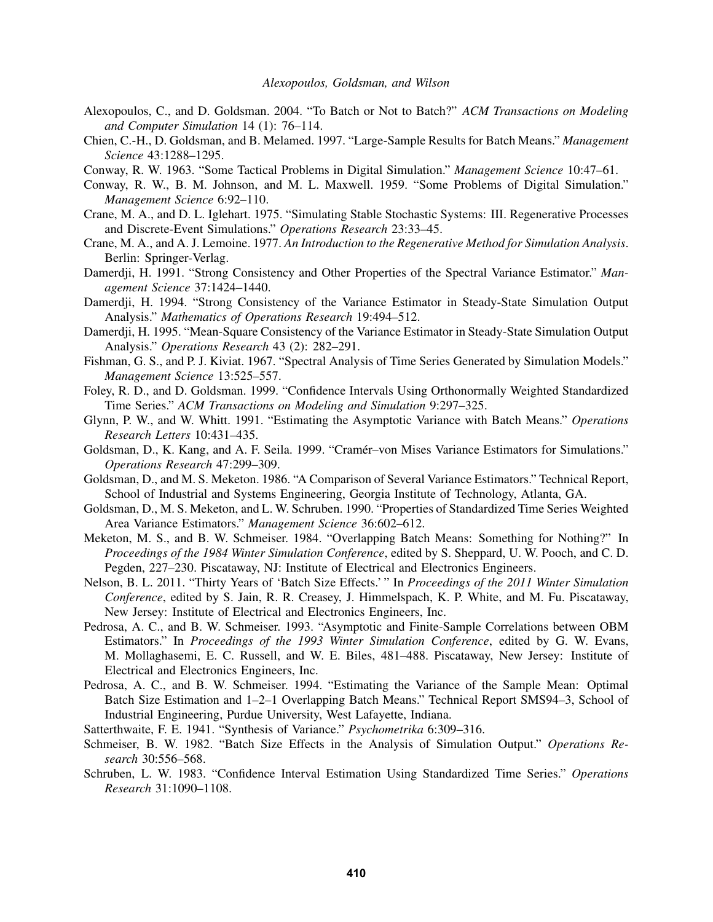Alexopoulos, C., and D. Goldsman. 2004. "To Batch or Not to Batch?" *ACM Transactions on Modeling and Computer Simulation* 14 (1): 76–114.

Chien, C.-H., D. Goldsman, and B. Melamed. 1997. "Large-Sample Results for Batch Means." *Management Science* 43:1288–1295.

Conway, R. W. 1963. "Some Tactical Problems in Digital Simulation." *Management Science* 10:47–61.

Conway, R. W., B. M. Johnson, and M. L. Maxwell. 1959. "Some Problems of Digital Simulation." *Management Science* 6:92–110.

Crane, M. A., and D. L. Iglehart. 1975. "Simulating Stable Stochastic Systems: III. Regenerative Processes and Discrete-Event Simulations." *Operations Research* 23:33–45.

Crane, M. A., and A. J. Lemoine. 1977. *An Introduction to the Regenerative Method for Simulation Analysis*. Berlin: Springer-Verlag.

Damerdji, H. 1991. "Strong Consistency and Other Properties of the Spectral Variance Estimator." *Management Science* 37:1424–1440.

Damerdji, H. 1994. "Strong Consistency of the Variance Estimator in Steady-State Simulation Output Analysis." *Mathematics of Operations Research* 19:494–512.

Damerdji, H. 1995. "Mean-Square Consistency of the Variance Estimator in Steady-State Simulation Output Analysis." *Operations Research* 43 (2): 282–291.

Fishman, G. S., and P. J. Kiviat. 1967. "Spectral Analysis of Time Series Generated by Simulation Models." *Management Science* 13:525–557.

Foley, R. D., and D. Goldsman. 1999. "Confidence Intervals Using Orthonormally Weighted Standardized Time Series." *ACM Transactions on Modeling and Simulation* 9:297–325.

Glynn, P. W., and W. Whitt. 1991. "Estimating the Asymptotic Variance with Batch Means." *Operations Research Letters* 10:431–435.

Goldsman, D., K. Kang, and A. F. Seila. 1999. "Cramér–von Mises Variance Estimators for Simulations." *Operations Research* 47:299–309.

Goldsman, D., and M. S. Meketon. 1986. "A Comparison of Several Variance Estimators." Technical Report, School of Industrial and Systems Engineering, Georgia Institute of Technology, Atlanta, GA.

Goldsman, D., M. S. Meketon, and L. W. Schruben. 1990. "Properties of Standardized Time Series Weighted Area Variance Estimators." *Management Science* 36:602–612.

Meketon, M. S., and B. W. Schmeiser. 1984. "Overlapping Batch Means: Something for Nothing?" In *Proceedings of the 1984 Winter Simulation Conference*, edited by S. Sheppard, U. W. Pooch, and C. D. Pegden, 227–230. Piscataway, NJ: Institute of Electrical and Electronics Engineers.

Nelson, B. L. 2011. "Thirty Years of 'Batch Size Effects.' " In *Proceedings of the 2011 Winter Simulation Conference*, edited by S. Jain, R. R. Creasey, J. Himmelspach, K. P. White, and M. Fu. Piscataway, New Jersey: Institute of Electrical and Electronics Engineers, Inc.

Pedrosa, A. C., and B. W. Schmeiser. 1993. "Asymptotic and Finite-Sample Correlations between OBM Estimators." In *Proceedings of the 1993 Winter Simulation Conference*, edited by G. W. Evans, M. Mollaghasemi, E. C. Russell, and W. E. Biles, 481–488. Piscataway, New Jersey: Institute of Electrical and Electronics Engineers, Inc.

Pedrosa, A. C., and B. W. Schmeiser. 1994. "Estimating the Variance of the Sample Mean: Optimal Batch Size Estimation and 1–2–1 Overlapping Batch Means." Technical Report SMS94–3, School of Industrial Engineering, Purdue University, West Lafayette, Indiana.

Satterthwaite, F. E. 1941. "Synthesis of Variance." *Psychometrika* 6:309–316.

Schmeiser, B. W. 1982. "Batch Size Effects in the Analysis of Simulation Output." *Operations Research* 30:556–568.

Schruben, L. W. 1983. "Confidence Interval Estimation Using Standardized Time Series." *Operations Research* 31:1090–1108.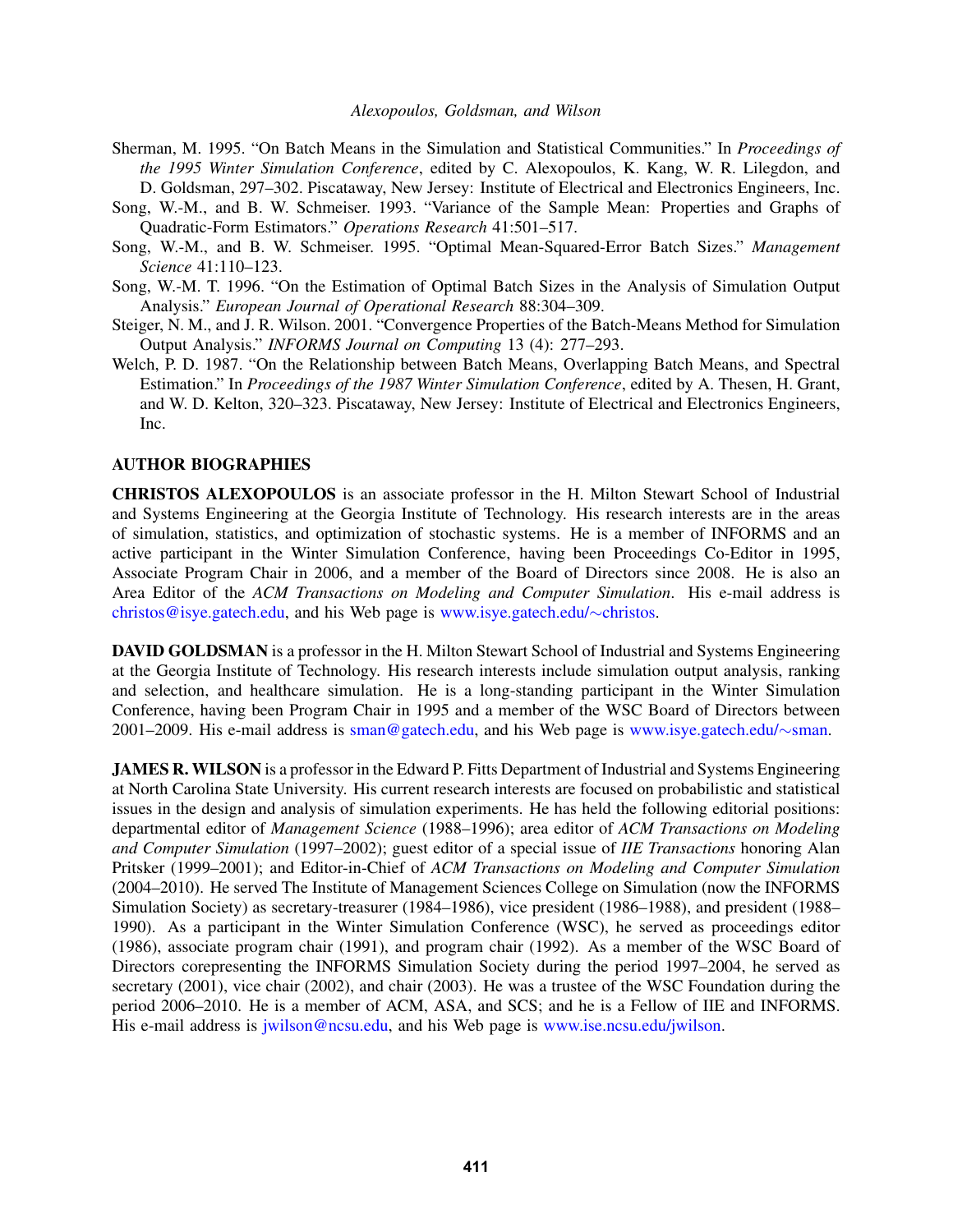Sherman, M. 1995. “On Batch Means in the Simulation and Statistical Communities.” In *Proceedings of the 1995 Winter Simulation Conference*, edited by C. Alexopoulos, K. Kang, W. R. Lilegdon, and D. Goldsman, 297–302. Piscataway, New Jersey: Institute of Electrical and Electronics Engineers, Inc.

Song, W.-M., and B. W. Schmeiser. 1993. “Variance of the Sample Mean: Properties and Graphs of Quadratic-Form Estimators.” *Operations Research* 41:501–517.

Song, W.-M., and B. W. Schmeiser. 1995. “Optimal Mean-Squared-Error Batch Sizes.” *Management Science* 41:110–123.

Song, W.-M. T. 1996. “On the Estimation of Optimal Batch Sizes in the Analysis of Simulation Output Analysis.” *European Journal of Operational Research* 88:304–309.

Steiger, N. M., and J. R. Wilson. 2001. “Convergence Properties of the Batch-Means Method for Simulation Output Analysis.” *INFORMS Journal on Computing* 13 (4): 277–293.

Welch, P. D. 1987. “On the Relationship between Batch Means, Overlapping Batch Means, and Spectral Estimation.” In *Proceedings of the 1987 Winter Simulation Conference*, edited by A. Thesen, H. Grant, and W. D. Kelton, 320–323. Piscataway, New Jersey: Institute of Electrical and Electronics Engineers, Inc.

## AUTHOR BIOGRAPHIES

**CHRISTOS ALEXOPOULOS** is an associate professor in the H. Milton Stewart School of Industrial and Systems Engineering at the Georgia Institute of Technology. His research interests are in the areas of simulation, statistics, and optimization of stochastic systems. He is a member of INFORMS and an active participant in the Winter Simulation Conference, having been Proceedings Co-Editor in 1995, Associate Program Chair in 2006, and a member of the Board of Directors since 2008. He is also an Area Editor of the *ACM Transactions on Modeling and Computer Simulation*. His e-mail address is christos@isye.gatech.edu, and his Web page is www.isye.gatech.edu/∼christos.

**DAVID GOLDSMAN** is a professor in the H. Milton Stewart School of Industrial and Systems Engineering at the Georgia Institute of Technology. His research interests include simulation output analysis, ranking and selection, and healthcare simulation. He is a long-standing participant in the Winter Simulation Conference, having been Program Chair in 1995 and a member of the WSC Board of Directors between 2001–2009. His e-mail address is sman@gatech.edu, and his Web page is www.isye.gatech.edu/∼sman.

**JAMES R. WILSON** is a professor in the Edward P. Fitts Department of Industrial and Systems Engineering at North Carolina State University. His current research interests are focused on probabilistic and statistical issues in the design and analysis of simulation experiments. He has held the following editorial positions: departmental editor of *Management Science* (1988–1996); area editor of *ACM Transactions on Modeling and Computer Simulation* (1997–2002); guest editor of a special issue of *IIE Transactions* honoring Alan Pritsker (1999–2001); and Editor-in-Chief of *ACM Transactions on Modeling and Computer Simulation* (2004–2010). He served The Institute of Management Sciences College on Simulation (now the INFORMS Simulation Society) as secretary-treasurer (1984–1986), vice president (1986–1988), and president (1988–1990). As a participant in the Winter Simulation Conference (WSC), he served as proceedings editor (1986), associate program chair (1991), and program chair (1992). As a member of the WSC Board of Directors corepresenting the INFORMS Simulation Society during the period 1997–2004, he served as secretary (2001), vice chair (2002), and chair (2003). He was a trustee of the WSC Foundation during the period 2006–2010. He is a member of ACM, ASA, and SCS; and he is a Fellow of IIE and INFORMS. His e-mail address is jwilson@ncsu.edu, and his Web page is www.ise.ncsu.edu/jwilson.